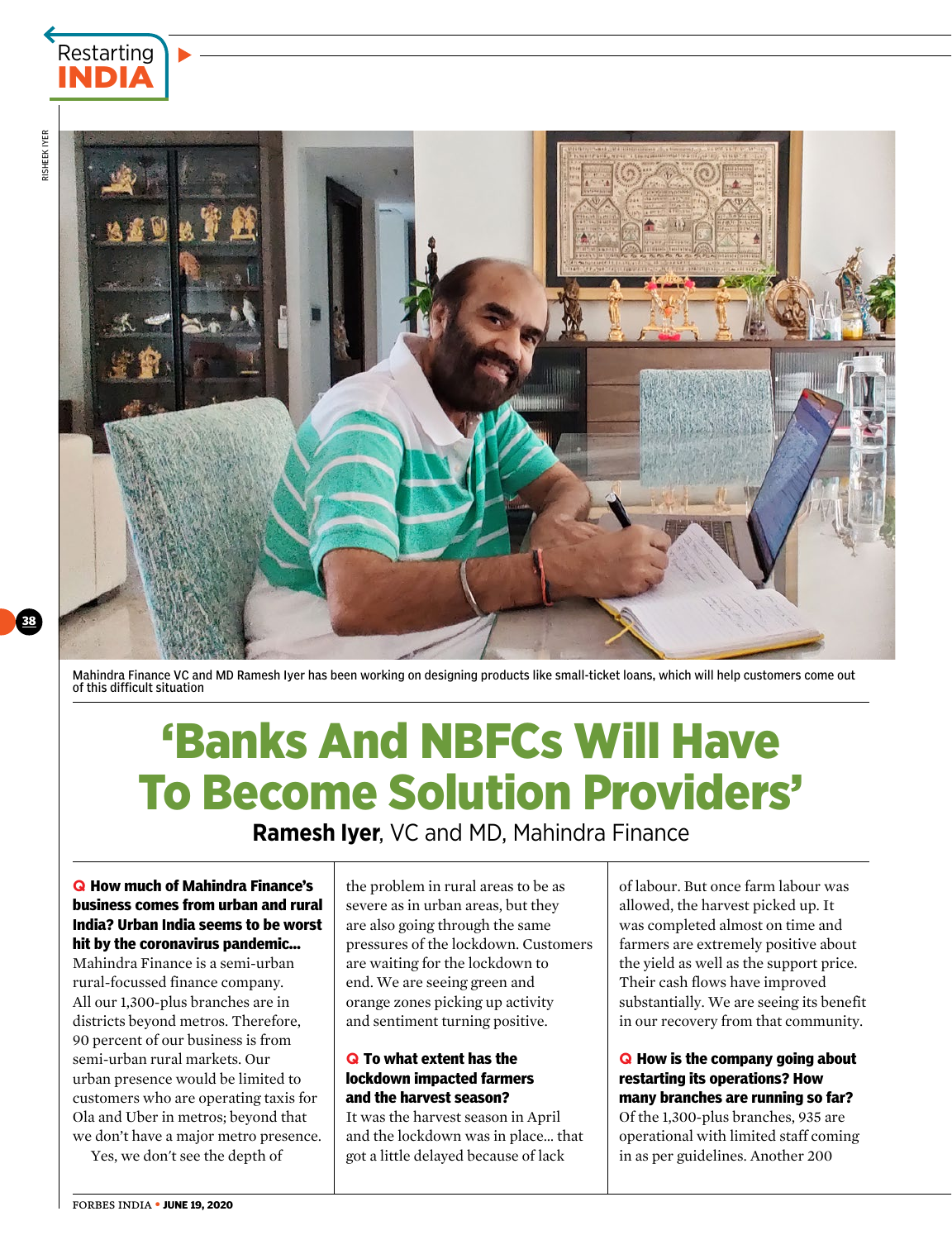Mahindra Finance VC and MD Ramesh Iyer has been working on designing products like small-ticket loans, which will help customers come out of this difficult situation

# 'Banks And NBFCs Will Have To Become Solution Providers'

**Ramesh Iyer**, VC and MD, Mahindra Finance

**Q How much of Mahindra Finance's business comes from urban and rural India? Urban India seems to be worst hit by the coronavirus pandemic...**

Mahindra Finance is a semi-urban rural-focussed finance company. All our 1,300-plus branches are in districts beyond metros. Therefore, 90 percent of our business is from semi-urban rural markets. Our urban presence would be limited to customers who are operating taxis for Ola and Uber in metros; beyond that we don't have a major metro presence.

Yes, we don't see the depth of the problem in rural areas to be as severe as in urban areas, but they are also going through the same pressures of the lockdown. Customers are waiting for the lockdown to end. We are seeing green and orange zones picking up activity and sentiment turning positive.

**Q To what extent has the lockdown impacted farmers and the harvest season?**

It was the harvest season in April and the lockdown was in place... that got a little delayed because of lack of labour. But once farm labour was allowed, the harvest picked up. It was completed almost on time and farmers are extremely positive about the yield as well as the support price. Their cash flows have improved substantially. We are seeing its benefit in our recovery from that community.

**Q How is the company going about restarting its operations? How many branches are running so far?**

Of the 1,300-plus branches, 935 are operational with limited staff coming in as per guidelines. Another 200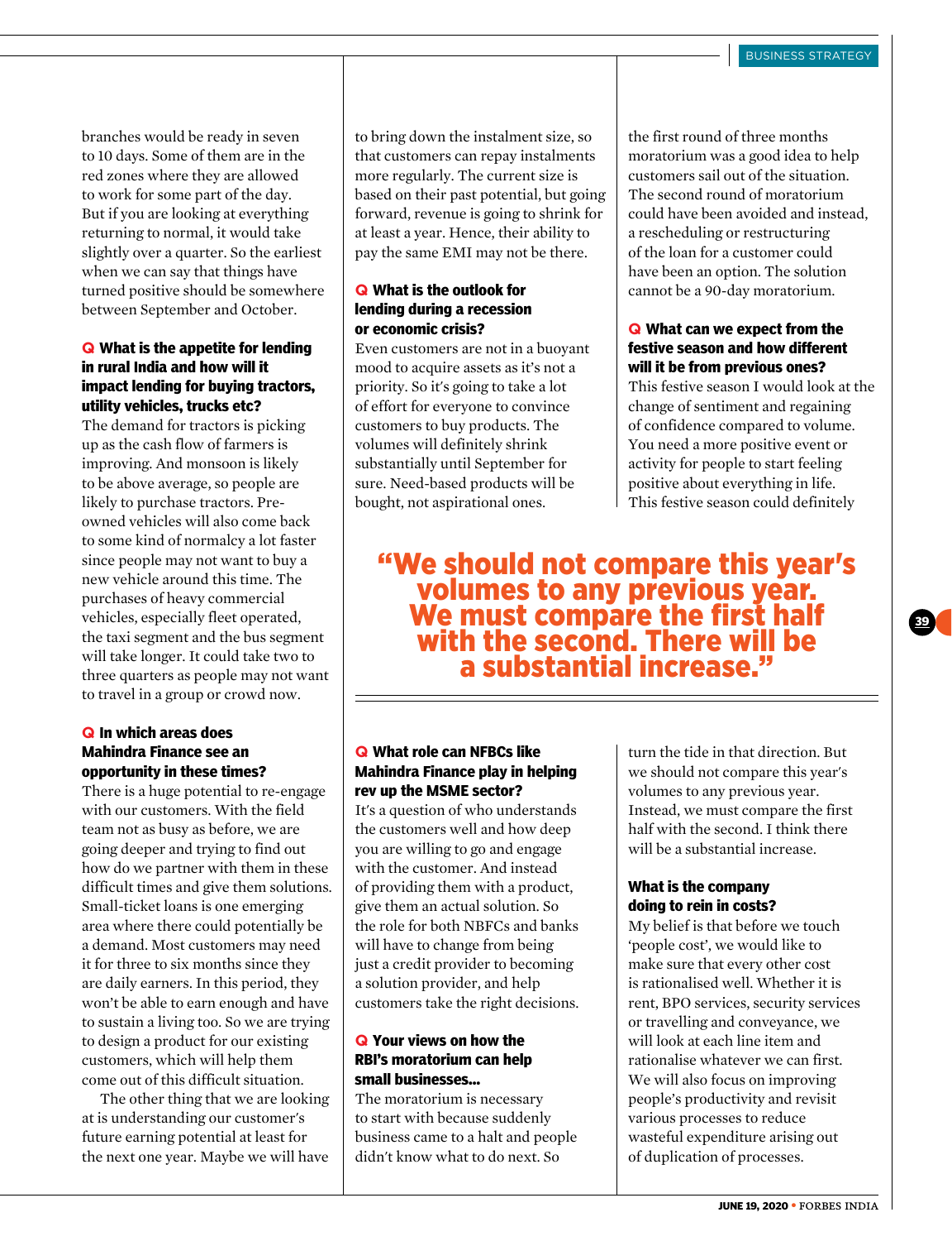branches would be ready in seven to 10 days. Some of them are in the red zones where they are allowed to work for some part of the day. But if you are looking at everything returning to normal, it would take slightly over a quarter. So the earliest when we can say that things have turned positive should be somewhere between September and October.

**Q What is the appetite for lending in rural India and how will it impact lending for buying tractors, utility vehicles, trucks etc?**

The demand for tractors is picking up as the cash flow of farmers is improving. And monsoon is likely to be above average, so people are likely to purchase tractors. Pre-owned vehicles will also come back to some kind of normalcy a lot faster since people may not want to buy a new vehicle around this time. The purchases of heavy commercial vehicles, especially fleet operated, the taxi segment and the bus segment will take longer. It could take two to three quarters as people may not want to travel in a group or crowd now.

**Q In which areas does Mahindra Finance see an opportunity in these times?**

There is a huge potential to re-engage with our customers. With the field team not as busy as before, we are going deeper and trying to find out how do we partner with them in these difficult times and give them solutions. Small-ticket loans is one emerging area where there could potentially be a demand. Most customers may need it for three to six months since they are daily earners. In this period, they won't be able to earn enough and have to sustain a living too. So we are trying to design a product for our existing customers, which will help them come out of this difficult situation.

The other thing that we are looking at is understanding our customer's future earning potential at least for the next one year. Maybe we will have to bring down the instalment size, so that customers can repay instalments more regularly. The current size is based on their past potential, but going forward, revenue is going to shrink for at least a year. Hence, their ability to pay the same EMI may not be there.

**Q What is the outlook for lending during a recession or economic crisis?**

Even customers are not in a buoyant mood to acquire assets as it's not a priority. So it's going to take a lot of effort for everyone to convince customers to buy products. The volumes will definitely shrink substantially until September for sure. Need-based products will be bought, not aspirational ones.

**Q What role can NFBCs like Mahindra Finance play in helping rev up the MSME sector?**

It's a question of who understands the customers well and how deep you are willing to go and engage with the customer. And instead of providing them with a product, give them an actual solution. So the role for both NBFCs and banks will have to change from being just a credit provider to becoming a solution provider, and help customers take the right decisions.

**Q Your views on how the RBI's moratorium can help small businesses...**

The moratorium is necessary to start with because suddenly business came to a halt and people didn't know what to do next. So the first round of three months moratorium was a good idea to help customers sail out of the situation. The second round of moratorium could have been avoided and instead, a rescheduling or restructuring of the loan for a customer could have been an option. The solution cannot be a 90-day moratorium.

**Q What can we expect from the festive season and how different will it be from previous ones?**

This festive season I would look at the change of sentiment and regaining of confidence compared to volume. You need a more positive event or activity for people to start feeling positive about everything in life. This festive season could definitely turn the tide in that direction. But we should not compare this year's volumes to any previous year. Instead, we must compare the first half with the second. I think there will be a substantial increase.

> **"We should not compare this year's volumes to any previous year. We must compare the first half with the second. There will be a substantial increase."**

**What is the company doing to rein in costs?**

My belief is that before we touch 'people cost', we would like to make sure that every other cost is rationalised well. Whether it is rent, BPO services, security services or travelling and conveyance, we will look at each line item and rationalise whatever we can first. We will also focus on improving people's productivity and revisit various processes to reduce wasteful expenditure arising out of duplication of processes.